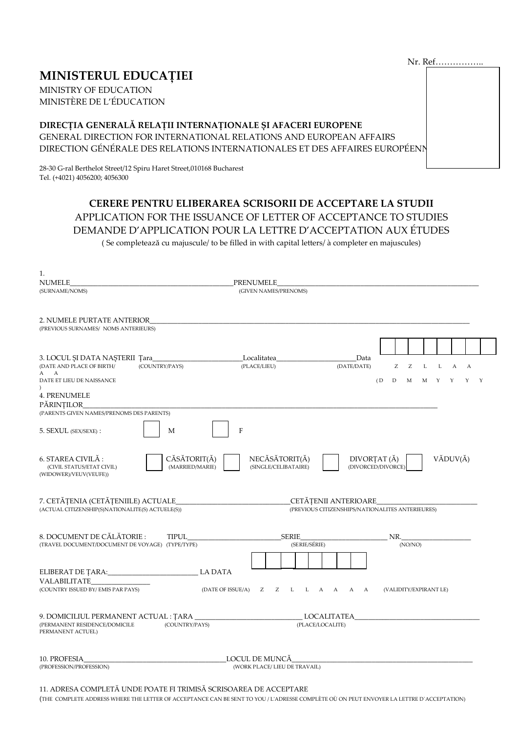Nr. Ref……………..

# MINISTERUL EDUCAȚIEI

MINISTRY OF EDUCATION
MINISTÈRE DE L'ÉDUCATION

**DIRECȚIA GENERALĂ RELAȚII INTERNAȚIONALE ȘI AFACERI EUROPENE**
GENERAL DIRECTION FOR INTERNATIONAL RELATIONS AND EUROPEAN AFFAIRS
DIRECTION GÉNÉRALE DES RELATIONS INTERNATIONALES ET DES AFFAIRES EUROPÉENN

28-30 G-ral Berthelot Street/12 Spiru Haret Street,010168 Bucharest
Tel. (+4021) 4056200; 4056300

## CERERE PENTRU ELIBERAREA SCRISORII DE ACCEPTARE LA STUDII

APPLICATION FOR THE ISSUANCE OF LETTER OF ACCEPTANCE TO STUDIES
DEMANDE D'APPLICATION POUR LA LETTRE D'ACCEPTATION AUX ÉTUDES
( Se completează cu majuscule/ to be filled in with capital letters/ à completer en majuscules)

1.
NUMELE_____________________________________________PRENUMELE_______________________________________________________
(SURNAME/NOMS) (GIVEN NAMES/PRENOMS)

2. NUMELE PURTATE ANTERIOR_______________________________________________________________________________________________
(PREVIOUS SURNAMES/ NOMS ANTERIEURS)

3. LOCUL ȘI DATA NAȘTERII Țara_________________________Localitatea______________________Data
(DATE AND PLACE OF BIRTH/ DATE ET LIEU DE NAISSANCE) (COUNTRY/PAYS) (PLACE/LIEU) (DATE/DATE) Z Z L L A A A A (D D M M Y Y Y Y)

4. PRENUMELE PĂRINȚILOR_______________________________________________________________________________________________
(PARENTS GIVEN NAMES/PRENOMS DES PARENTS)

5. SEXUL (SEX/SEXE) : ☐ M ☐ F

6. STAREA CIVILĂ : ☐ CĂSĂTORIT(Ă) ☐ NECĂSĂTORIT(Ă) ☐ DIVORȚAT (Ă) ☐ VĂDUV(Ă)
(CIVIL STATUS/ETAT CIVIL) (MARRIED/MARIE) (SINGLE/CELIBATAIRE) (DIVORCED/DIVORCE) (WIDOWER)/VEUV(VEUFE))

7. CETĂȚENIA (CETĂȚENIILE) ACTUALE________________________________CETĂȚENII ANTERIOARE___________________________
(ACTUAL CITIZENSHIP(S)NATIONALITE(S) ACTUELE(S)) (PREVIOUS CITIZENSHIPS/NATIONALITES ANTERIEURES)

8. DOCUMENT DE CĂLĂTORIE : TIPUL___________________________SERIE________________________ NR.___________________
(TRAVEL DOCUMENT/DOCUMENT DE VOYAGE) (TYPE/TYPE) (SERIE/SÉRIE) (NO/NO)

ELIBERAT DE ȚARA:________________________ LA DATA VALABILITATE________________
(COUNTRY ISSUED BY/ EMIS PAR PAYS) (DATE OF ISSUE/A) Z Z L L A A A A (VALIDITY/EXPIRANT LE)

9. DOMICILIUL PERMANENT ACTUAL : ȚARA ______________________________ LOCALITATEA__________________________________
(PERMANENT RESIDENCE/DOMICILE PERMANENT ACTUEL) (COUNTRY/PAYS) (PLACE/LOCALITE)

10. PROFESIA________________________________________LOCUL DE MUNCĂ__________________________________________________
(PROFESSION/PROFESSION) (WORK PLACE/ LIEU DE TRAVAIL)

11. ADRESA COMPLETĂ UNDE POATE FI TRIMISĂ SCRISOAREA DE ACCEPTARE
(THE COMPLETE ADDRESS WHERE THE LETTER OF ACCEPTANCE CAN BE SENT TO YOU / L'ADRESSE COMPLÈTE OÙ ON PEUT ENVOYER LA LETTRE D`ACCEPTATION)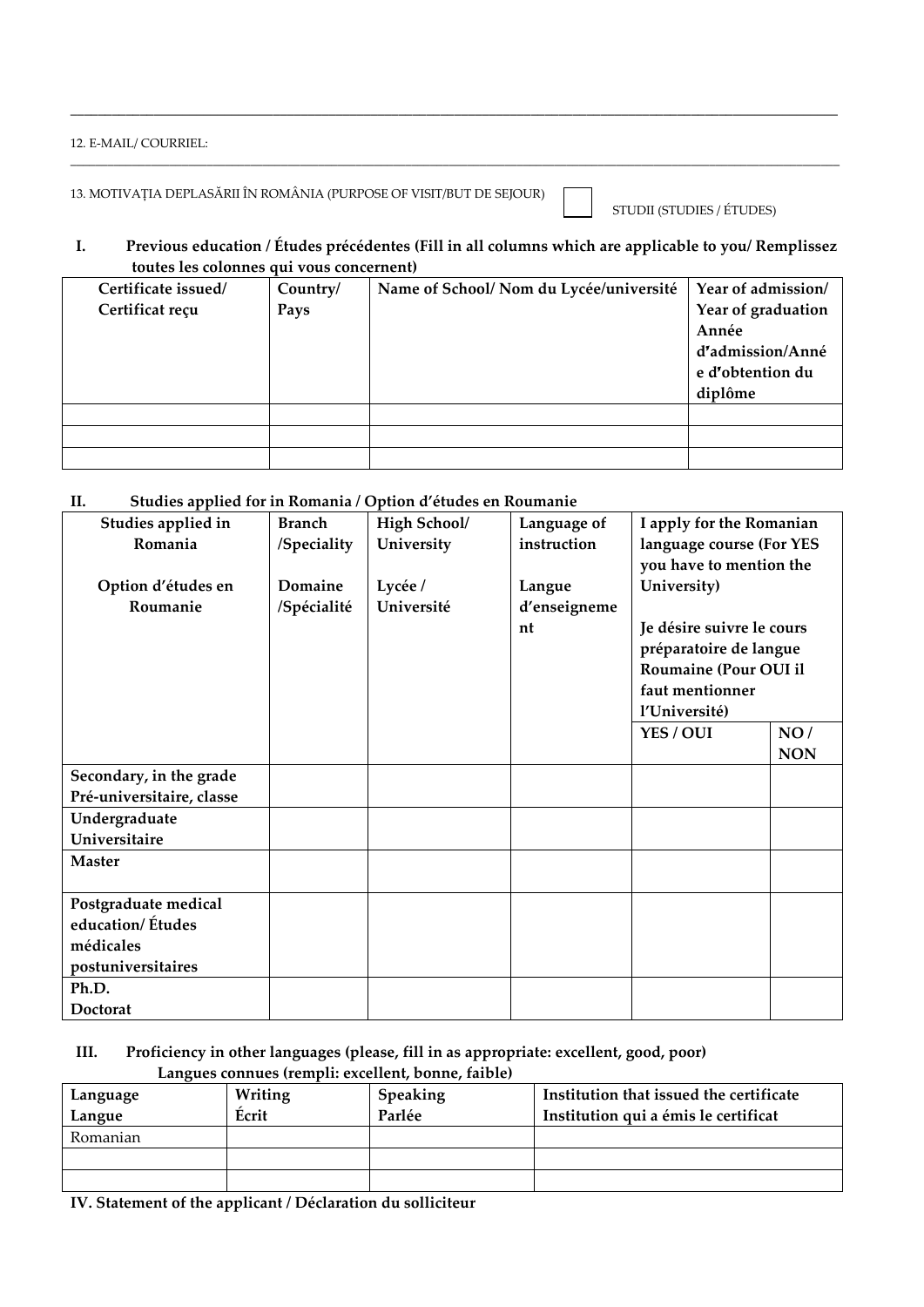12. E-MAIL/ COURRIEL:

13. MOTIVAȚIA DEPLASĂRII ÎN ROMÂNIA (PURPOSE OF VISIT/BUT DE SEJOUR) ☐ STUDII (STUDIES / ÉTUDES)

## I. Previous education / Études précédentes (Fill in all columns which are applicable to you/ Remplissez toutes les colonnes qui vous concernent)

| Certificate issued/ Certificat reçu | Country/ Pays | Name of School/ Nom du Lycée/université | Year of admission/ Year of graduation Année d'admission/Année d'obtention du diplôme |
|---|---|---|---|
| | | | |
| | | | |
| | | | |

## II. Studies applied for in Romania / Option d'études en Roumanie

| Studies applied in Romania<br><br>Option d'études en Roumanie | Branch /Speciality<br><br>Domaine /Spécialité | High School/ University<br><br>Lycée / Université | Language of instruction<br><br>Langue d'enseignement | I apply for the Romanian language course (For YES you have to mention the University)<br><br>Je désire suivre le cours préparatoire de langue Roumaine (Pour OUI il faut mentionner l'Université) | |
|---|---|---|---|---|---|
| | | | | **YES / OUI** | **NO / NON** |
| **Secondary, in the grade Pré-universitaire, classe** | | | | | |
| **Undergraduate Universitaire** | | | | | |
| **Master** | | | | | |
| **Postgraduate medical education/ Études médicales postuniversitaires** | | | | | |
| **Ph.D. Doctorat** | | | | | |

## III. Proficiency in other languages (please, fill in as appropriate: excellent, good, poor) Langues connues (rempli: excellent, bonne, faible)

| Language Langue | Writing Écrit | Speaking Parlée | Institution that issued the certificate Institution qui a émis le certificat |
|---|---|---|---|
| Romanian | | | |
| | | | |
| | | | |

## IV. Statement of the applicant / Déclaration du solliciteur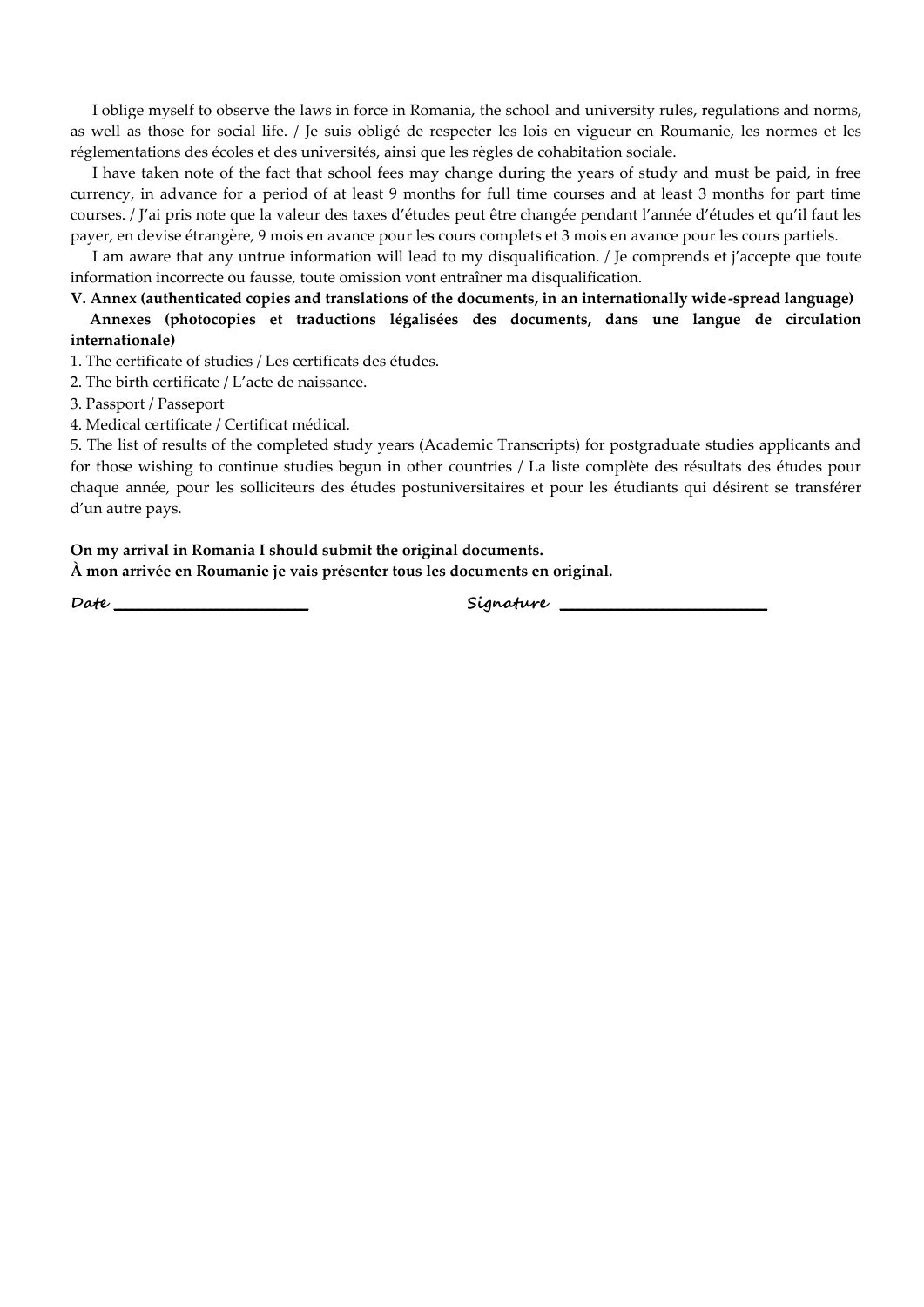I oblige myself to observe the laws in force in Romania, the school and university rules, regulations and norms, as well as those for social life. / Je suis obligé de respecter les lois en vigueur en Roumanie, les normes et les réglementations des écoles et des universités, ainsi que les règles de cohabitation sociale.

I have taken note of the fact that school fees may change during the years of study and must be paid, in free currency, in advance for a period of at least 9 months for full time courses and at least 3 months for part time courses. / J'ai pris note que la valeur des taxes d'études peut être changée pendant l'année d'études et qu'il faut les payer, en devise étrangère, 9 mois en avance pour les cours complets et 3 mois en avance pour les cours partiels.

I am aware that any untrue information will lead to my disqualification. / Je comprends et j'accepte que toute information incorrecte ou fausse, toute omission vont entraîner ma disqualification.

**V. Annex (authenticated copies and translations of the documents, in an internationally wide-spread language)**

**Annexes (photocopies et traductions légalisées des documents, dans une langue de circulation internationale)**

1. The certificate of studies / Les certificats des études.
2. The birth certificate / L'acte de naissance.
3. Passport / Passeport
4. Medical certificate / Certificat médical.
5. The list of results of the completed study years (Academic Transcripts) for postgraduate studies applicants and for those wishing to continue studies begun in other countries / La liste complète des résultats des études pour chaque année, pour les solliciteurs des études postuniversitaires et pour les étudiants qui désirent se transférer d'un autre pays.

**On my arrival in Romania I should submit the original documents.**
**À mon arrivée en Roumanie je vais présenter tous les documents en original.**

**Date** ______________________ **Signature** ________________________